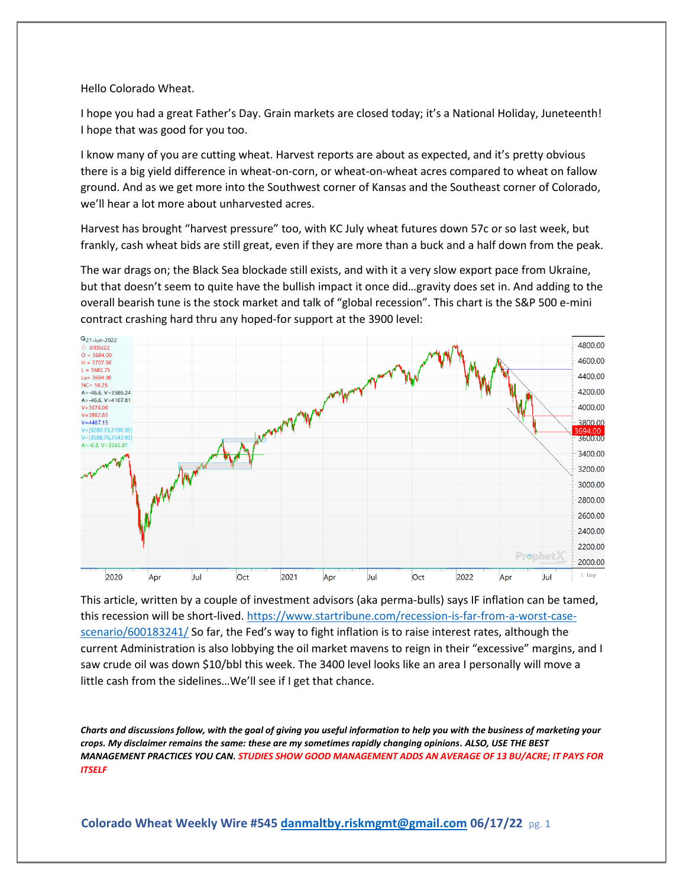Hello Colorado Wheat.

I hope you had a great Father's Day. Grain markets are closed today; it's a National Holiday, Juneteenth! I hope that was good for you too.

I know many of you are cutting wheat. Harvest reports are about as expected, and it's pretty obvious there is a big yield difference in wheat-on-corn, or wheat-on-wheat acres compared to wheat on fallow ground. And as we get more into the Southwest corner of Kansas and the Southeast corner of Colorado, we'll hear a lot more about unharvested acres.

Harvest has brought "harvest pressure" too, with KC July wheat futures down 57c or so last week, but frankly, cash wheat bids are still great, even if they are more than a buck and a half down from the peak.

The war drags on; the Black Sea blockade still exists, and with it a very slow export pace from Ukraine, but that doesn't seem to quite have the bullish impact it once did…gravity does set in. And adding to the overall bearish tune is the stock market and talk of "global recession". This chart is the S&P 500 e-mini contract crashing hard thru any hoped-for support at the 3900 level:

21-Jun-2022
@ESU22
O = 3684.00
H = 3707.50
L = 3682.75
La= 3694.00
NC= 18.25
A=-46.6, V=3586.24
A=-46.6, V=4107.81
V=3676.00
V=3882.85
V=4487.15
V=[3280.33,3196.05]
V=[3588.76,3543.93]
A=-0.3, V=3365.81

4800.00
4600.00
4400.00
4200.00
4000.00
3800.00
3694.00
3600.00
3400.00
3200.00
3000.00
2800.00
2600.00
2400.00
2200.00
2000.00

2020 Apr Jul Oct 2021 Apr Jul Oct 2022 Apr Jul

ProphetX

1 Day

This article, written by a couple of investment advisors (aka perma-bulls) says IF inflation can be tamed, this recession will be short-lived. https://www.startribune.com/recession-is-far-from-a-worst-case-scenario/600183241/ So far, the Fed's way to fight inflation is to raise interest rates, although the current Administration is also lobbying the oil market mavens to reign in their "excessive" margins, and I saw crude oil was down $10/bbl this week. The 3400 level looks like an area I personally will move a little cash from the sidelines…We'll see if I get that chance.

***Charts and discussions follow, with the goal of giving you useful information to help you with the business of marketing your crops. My disclaimer remains the same: these are my sometimes rapidly changing opinions. ALSO, USE THE BEST MANAGEMENT PRACTICES YOU CAN. STUDIES SHOW GOOD MANAGEMENT ADDS AN AVERAGE OF 13 BU/ACRE; IT PAYS FOR ITSELF***

**Colorado Wheat Weekly Wire #545 danmaltby.riskmgmt@gmail.com 06/17/22**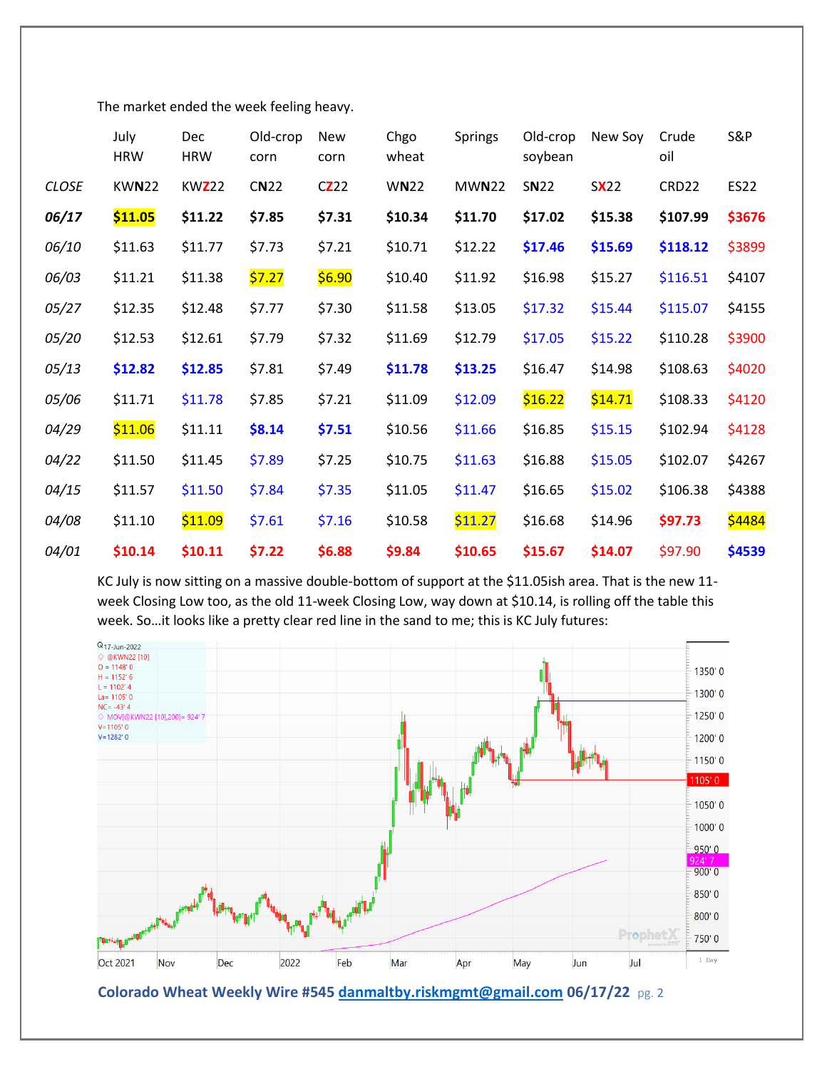The market ended the week feeling heavy.

| | July HRW | Dec HRW | Old-crop corn | New corn | Chgo wheat | Springs | Old-crop soybean | New Soy | Crude oil | S&P |
|---|---|---|---|---|---|---|---|---|---|---|
| *CLOSE* | KWN22 | KWZ22 | CN22 | CZ22 | WN22 | MWN22 | SN22 | SX22 | CRD22 | ES22 |
| ***06/17*** | **$11.05** | **$11.22** | **$7.85** | **$7.31** | **$10.34** | **$11.70** | **$17.02** | **$15.38** | **$107.99** | **$3676** |
| *06/10* | $11.63 | $11.77 | $7.73 | $7.21 | $10.71 | $12.22 | **$17.46** | **$15.69** | **$118.12** | $3899 |
| *06/03* | $11.21 | $11.38 | $7.27 | $6.90 | $10.40 | $11.92 | $16.98 | $15.27 | $116.51 | $4107 |
| *05/27* | $12.35 | $12.48 | $7.77 | $7.30 | $11.58 | $13.05 | $17.32 | $15.44 | $115.07 | $4155 |
| *05/20* | $12.53 | $12.61 | $7.79 | $7.32 | $11.69 | $12.79 | $17.05 | $15.22 | $110.28 | $3900 |
| *05/13* | **$12.82** | **$12.85** | $7.81 | $7.49 | **$11.78** | **$13.25** | $16.47 | $14.98 | $108.63 | $4020 |
| *05/06* | $11.71 | $11.78 | $7.85 | $7.21 | $11.09 | $12.09 | $16.22 | $14.71 | $108.33 | $4120 |
| *04/29* | $11.06 | $11.11 | **$8.14** | **$7.51** | $10.56 | $11.66 | $16.85 | $15.15 | $102.94 | $4128 |
| *04/22* | $11.50 | $11.45 | $7.89 | $7.25 | $10.75 | $11.63 | $16.88 | $15.05 | $102.07 | $4267 |
| *04/15* | $11.57 | $11.50 | $7.84 | $7.35 | $11.05 | $11.47 | $16.65 | $15.02 | $106.38 | $4388 |
| *04/08* | $11.10 | $11.09 | $7.61 | $7.16 | $10.58 | $11.27 | $16.68 | $14.96 | **$97.73** | $4484 |
| *04/01* | **$10.14** | **$10.11** | **$7.22** | **$6.88** | **$9.84** | **$10.65** | **$15.67** | **$14.07** | $97.90 | **$4539** |

KC July is now sitting on a massive double-bottom of support at the $11.05ish area. That is the new 11-week Closing Low too, as the old 11-week Closing Low, way down at $10.14, is rolling off the table this week. So…it looks like a pretty clear red line in the sand to me; this is KC July futures:

17-Jun-2022
@KWN22 [10]
O = 1148' 0
H = 1152' 6
L = 1102' 4
La= 1105' 0
NC= -43' 4
MOV(@KWN22 [10],200)= 924' 7
V=1105' 0
V=1282' 0

1350' 0
1300' 0
1250' 0
1200' 0
1150' 0
1105' 0
1050' 0
1000' 0
950' 0
924' 7
900' 0
850' 0
800' 0
750' 0

Oct 2021 Nov Dec 2022 Feb Mar Apr May Jun Jul

1 Day

ProphetX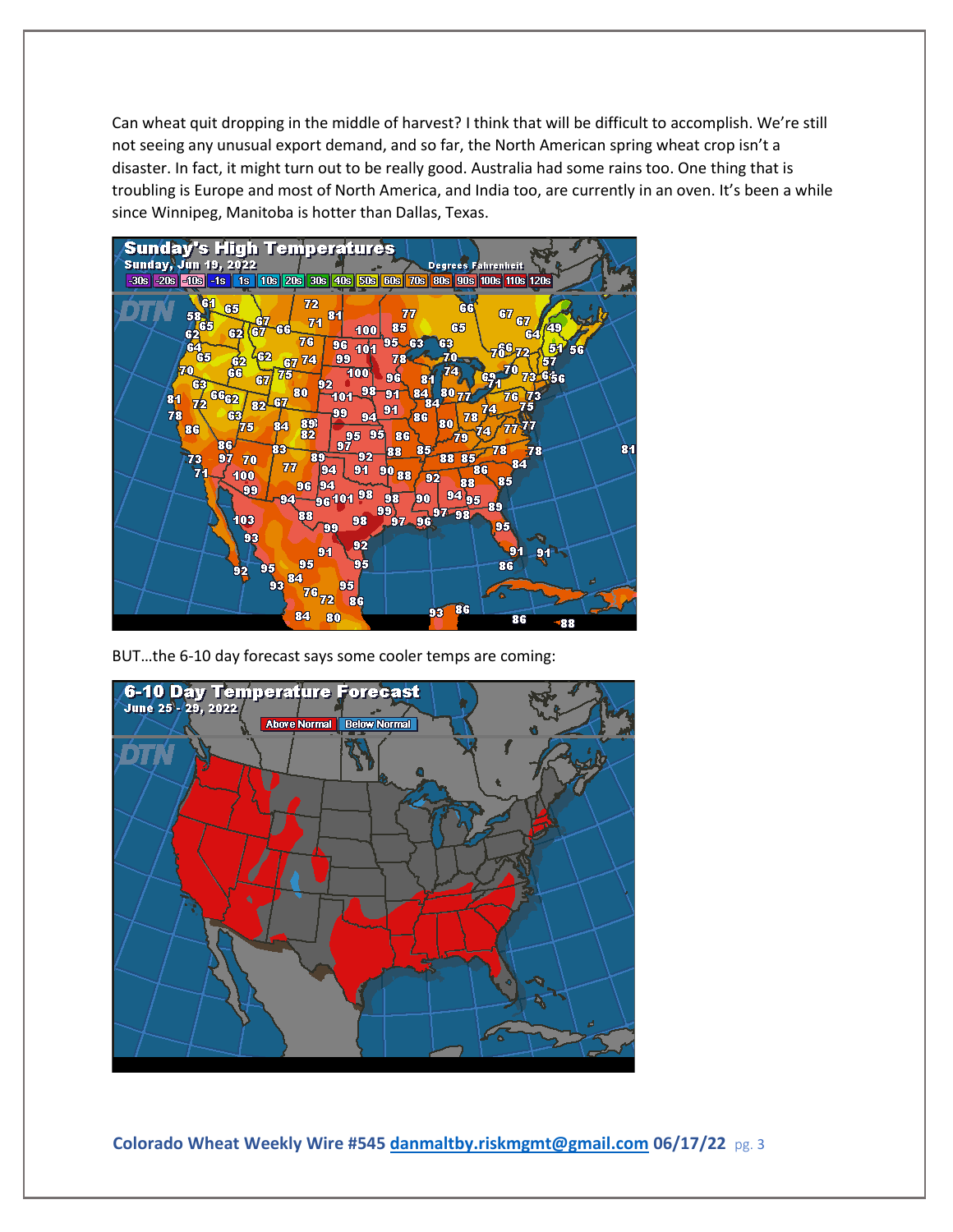Can wheat quit dropping in the middle of harvest? I think that will be difficult to accomplish. We're still not seeing any unusual export demand, and so far, the North American spring wheat crop isn't a disaster. In fact, it might turn out to be really good. Australia had some rains too. One thing that is troubling is Europe and most of North America, and India too, are currently in an oven. It's been a while since Winnipeg, Manitoba is hotter than Dallas, Texas.

Sunday's High Temperatures

Sunday, Jun 19, 2022

Degrees Fahrenheit

BUT…the 6-10 day forecast says some cooler temps are coming:

6-10 Day Temperature Forecast

June 25 - 29, 2022

Above Normal

Below Normal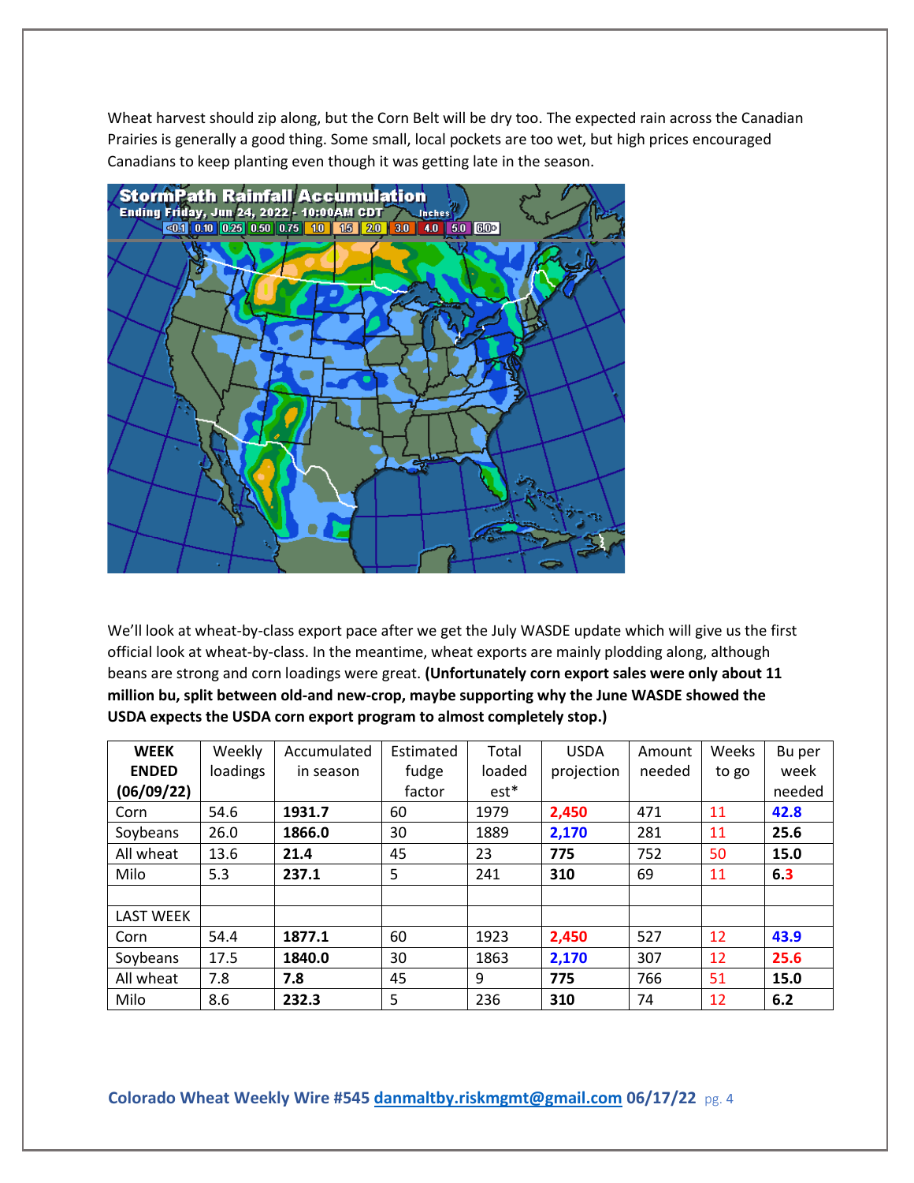Wheat harvest should zip along, but the Corn Belt will be dry too. The expected rain across the Canadian Prairies is generally a good thing. Some small, local pockets are too wet, but high prices encouraged Canadians to keep planting even though it was getting late in the season.

StormPath Rainfall Accumulation
Ending Friday, Jun 24, 2022 - 10:00AM CDT
Inches
<0.1 0.10 0.25 0.50 0.75 1.0 1.5 2.0 3.0 4.0 5.0 6.0>

We'll look at wheat-by-class export pace after we get the July WASDE update which will give us the first official look at wheat-by-class. In the meantime, wheat exports are mainly plodding along, although beans are strong and corn loadings were great. **(Unfortunately corn export sales were only about 11 million bu, split between old-and new-crop, maybe supporting why the June WASDE showed the USDA expects the USDA corn export program to almost completely stop.)**

| WEEK ENDED (06/09/22) | Weekly loadings | Accumulated in season | Estimated fudge factor | Total loaded est* | USDA projection | Amount needed | Weeks to go | Bu per week needed |
|---|---|---|---|---|---|---|---|---|
| Corn | 54.6 | **1931.7** | 60 | 1979 | **2,450** | 471 | 11 | **42.8** |
| Soybeans | 26.0 | **1866.0** | 30 | 1889 | **2,170** | 281 | 11 | **25.6** |
| All wheat | 13.6 | **21.4** | 45 | 23 | **775** | 752 | 50 | **15.0** |
| Milo | 5.3 | **237.1** | 5 | 241 | **310** | 69 | 11 | **6.3** |
| | | | | | | | | |
| LAST WEEK | | | | | | | | |
| Corn | 54.4 | **1877.1** | 60 | 1923 | **2,450** | 527 | 12 | **43.9** |
| Soybeans | 17.5 | **1840.0** | 30 | 1863 | **2,170** | 307 | 12 | **25.6** |
| All wheat | 7.8 | **7.8** | 45 | 9 | **775** | 766 | 51 | **15.0** |
| Milo | 8.6 | **232.3** | 5 | 236 | **310** | 74 | 12 | **6.2** |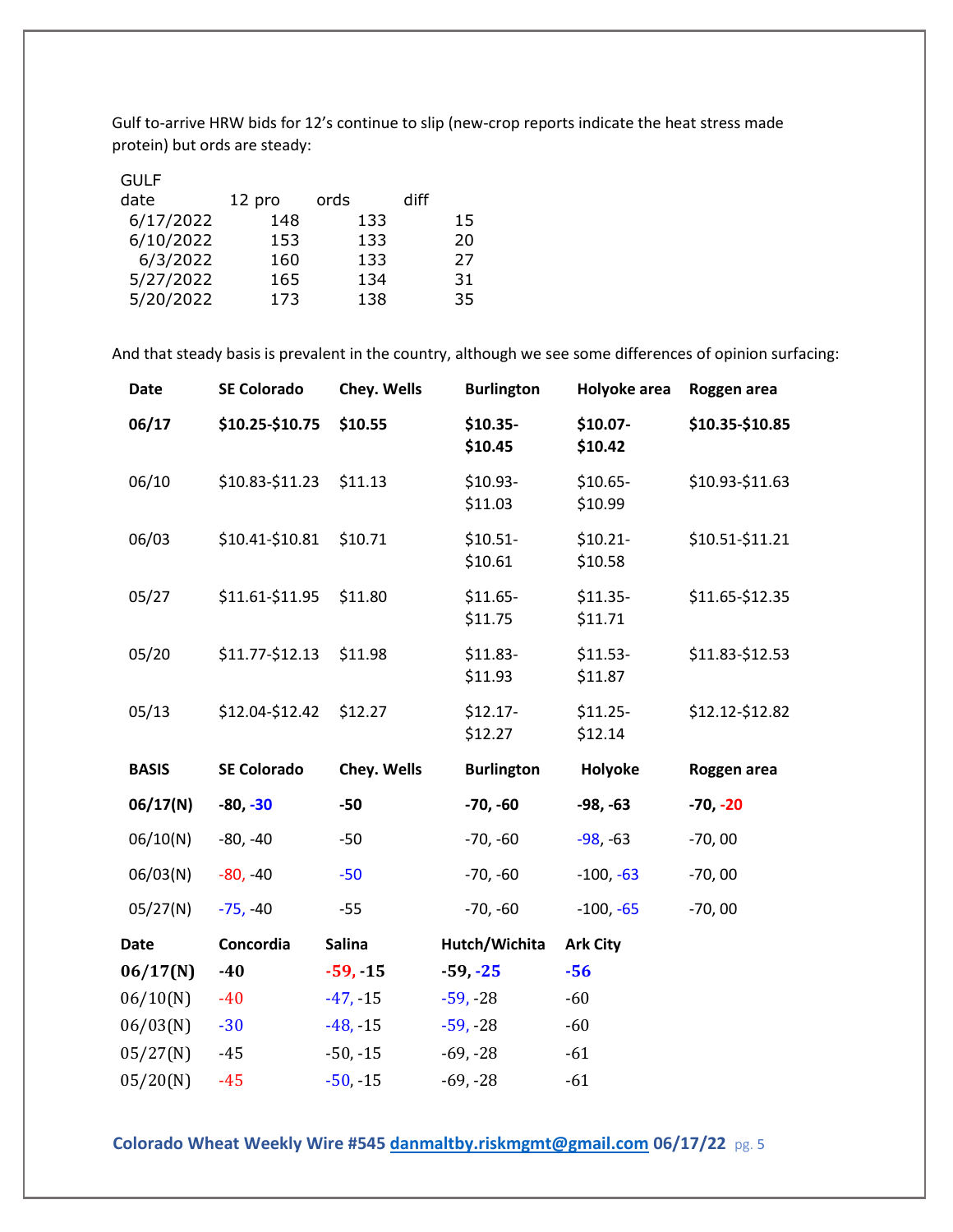Gulf to-arrive HRW bids for 12's continue to slip (new-crop reports indicate the heat stress made protein) but ords are steady:

| GULF date | 12 pro | ords | diff |
|---|---|---|---|
| 6/17/2022 | 148 | 133 | 15 |
| 6/10/2022 | 153 | 133 | 20 |
| 6/3/2022 | 160 | 133 | 27 |
| 5/27/2022 | 165 | 134 | 31 |
| 5/20/2022 | 173 | 138 | 35 |

And that steady basis is prevalent in the country, although we see some differences of opinion surfacing:

| Date | SE Colorado | Chey. Wells | Burlington | Holyoke area | Roggen area |
|---|---|---|---|---|---|
| **06/17** | **$10.25-$10.75** | **$10.55** | **$10.35-$10.45** | **$10.07-$10.42** | **$10.35-$10.85** |
| 06/10 | $10.83-$11.23 | $11.13 | $10.93-$11.03 | $10.65-$10.99 | $10.93-$11.63 |
| 06/03 | $10.41-$10.81 | $10.71 | $10.51-$10.61 | $10.21-$10.58 | $10.51-$11.21 |
| 05/27 | $11.61-$11.95 | $11.80 | $11.65-$11.75 | $11.35-$11.71 | $11.65-$12.35 |
| 05/20 | $11.77-$12.13 | $11.98 | $11.83-$11.93 | $11.53-$11.87 | $11.83-$12.53 |
| 05/13 | $12.04-$12.42 | $12.27 | $12.17-$12.27 | $11.25-$12.14 | $12.12-$12.82 |

| BASIS | SE Colorado | Chey. Wells | Burlington | Holyoke | Roggen area |
|---|---|---|---|---|---|
| **06/17(N)** | **-80, -30** | **-50** | **-70, -60** | **-98, -63** | **-70, -20** |
| 06/10(N) | -80, -40 | -50 | -70, -60 | -98, -63 | -70, 00 |
| 06/03(N) | -80, -40 | -50 | -70, -60 | -100, -63 | -70, 00 |
| 05/27(N) | -75, -40 | -55 | -70, -60 | -100, -65 | -70, 00 |

| Date | Concordia | Salina | Hutch/Wichita | Ark City |
|---|---|---|---|---|
| **06/17(N)** | **-40** | **-59, -15** | **-59, -25** | **-56** |
| 06/10(N) | -40 | -47, -15 | -59, -28 | -60 |
| 06/03(N) | -30 | -48, -15 | -59, -28 | -60 |
| 05/27(N) | -45 | -50, -15 | -69, -28 | -61 |
| 05/20(N) | -45 | -50, -15 | -69, -28 | -61 |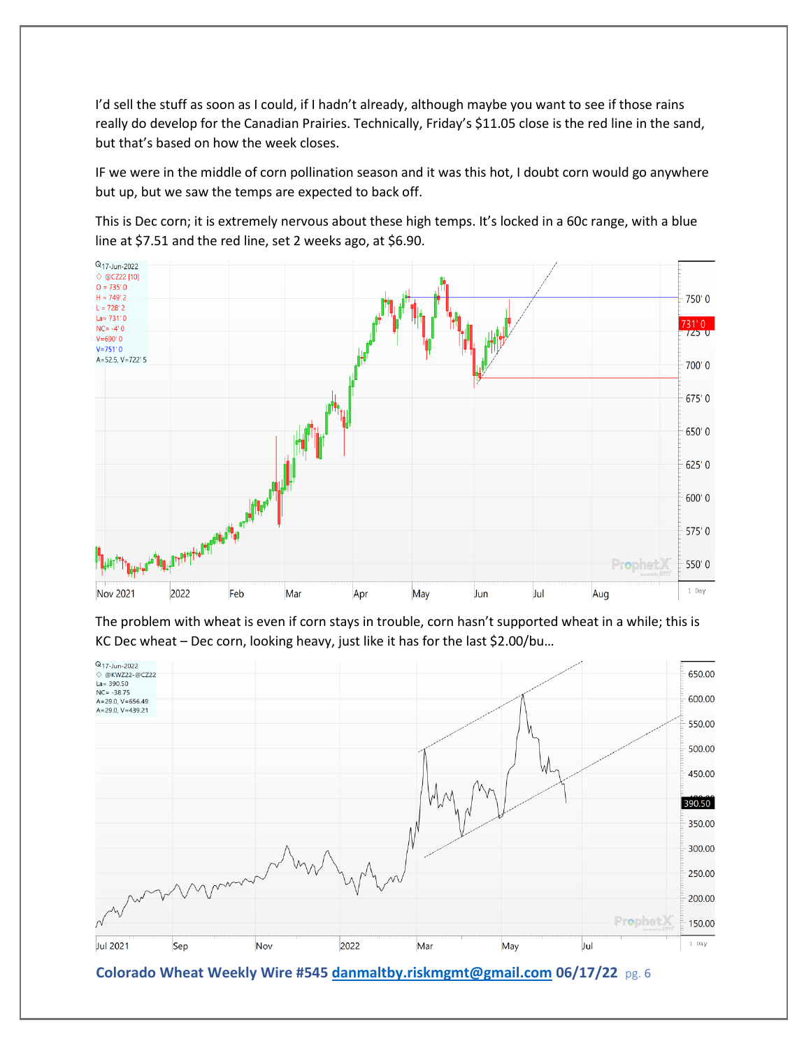I'd sell the stuff as soon as I could, if I hadn't already, although maybe you want to see if those rains really do develop for the Canadian Prairies. Technically, Friday's $11.05 close is the red line in the sand, but that's based on how the week closes.

IF we were in the middle of corn pollination season and it was this hot, I doubt corn would go anywhere but up, but we saw the temps are expected to back off.

This is Dec corn; it is extremely nervous about these high temps. It's locked in a 60c range, with a blue line at $7.51 and the red line, set 2 weeks ago, at $6.90.

17-Jun-2022
@CZ22 [10]
O = 735' 0
H = 749' 2
L = 728' 2
La= 731' 0
NC= -4' 0
V=690' 0
V=751' 0
A=52.5, V=722' 5

750' 0
731' 0
725' 0
700' 0
675' 0
650' 0
625' 0
600' 0
575' 0
550' 0

Nov 2021, 2022, Feb, Mar, Apr, May, Jun, Jul, Aug

1 Day

The problem with wheat is even if corn stays in trouble, corn hasn't supported wheat in a while; this is KC Dec wheat – Dec corn, looking heavy, just like it has for the last $2.00/bu…

17-Jun-2022
@KWZ22-@CZ22
La= 390.50
NC= -38.75
A=29.0, V=656.49
A=29.0, V=439.21

650.00
600.00
550.00
500.00
450.00
390.50
350.00
300.00
250.00
200.00
150.00

Jul 2021, Sep, Nov, 2022, Mar, May, Jul

1 Day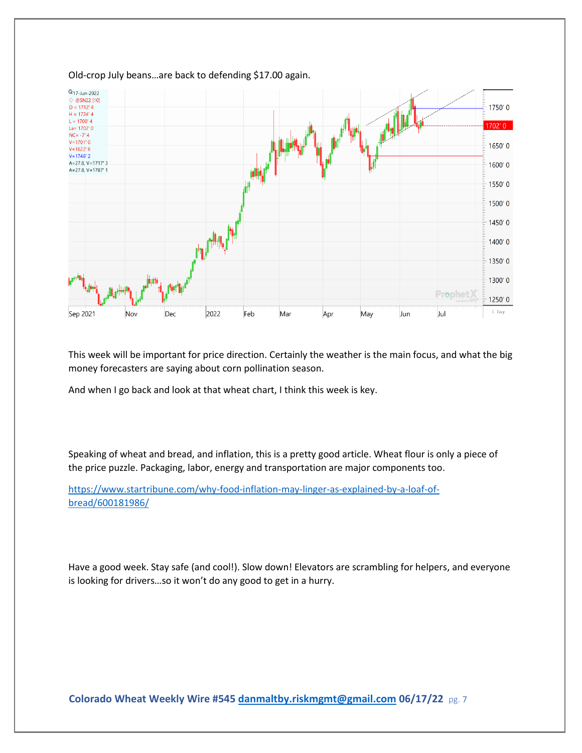Old-crop July beans…are back to defending $17.00 again.

17-Jun-2022
@SN22 [10]
O = 1712' 4
H = 1724' 4
L = 1700' 4
La= 1702' 0
NC= -7' 4
V=1701' 0
V=1622' 6
V=1746' 2
A=27.8, V=1717' 3
A=27.8, V=1787' 1

1750' 0
1702' 0
1650' 0
1600' 0
1550' 0
1500' 0
1450' 0
1400' 0
1350' 0
1300' 0
1250' 0

Sep 2021 Nov Dec 2022 Feb Mar Apr May Jun Jul

ProphetX

1 Day

This week will be important for price direction. Certainly the weather is the main focus, and what the big money forecasters are saying about corn pollination season.

And when I go back and look at that wheat chart, I think this week is key.

Speaking of wheat and bread, and inflation, this is a pretty good article. Wheat flour is only a piece of the price puzzle. Packaging, labor, energy and transportation are major components too.

https://www.startribune.com/why-food-inflation-may-linger-as-explained-by-a-loaf-of-bread/600181986/

Have a good week. Stay safe (and cool!). Slow down! Elevators are scrambling for helpers, and everyone is looking for drivers…so it won't do any good to get in a hurry.